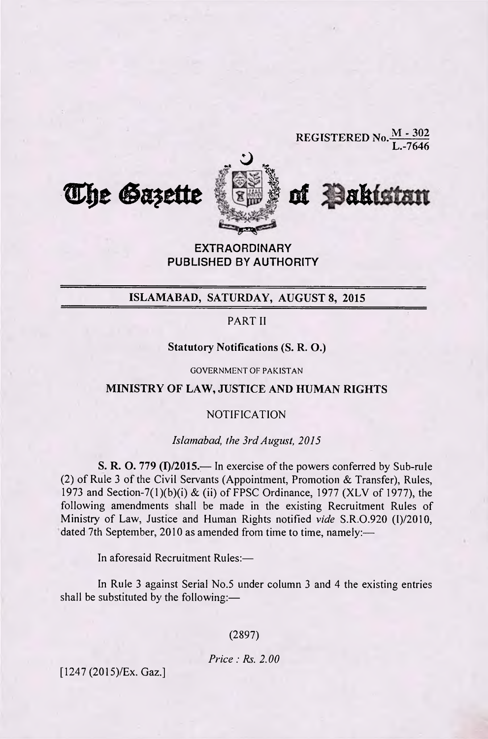REGISTERED No. M - 302 / L.-7646

# The Gazette of Pakistan

**EXTRAORDINARY**
**PUBLISHED BY AUTHORITY**

**ISLAMABAD, SATURDAY, AUGUST 8, 2015**

PART II

**Statutory Notifications (S. R. O.)**

GOVERNMENT OF PAKISTAN

**MINISTRY OF LAW, JUSTICE AND HUMAN RIGHTS**

NOTIFICATION

*Islamabad, the 3rd August, 2015*

**S. R. O. 779 (I)/2015.**— In exercise of the powers conferred by Sub-rule (2) of Rule 3 of the Civil Servants (Appointment, Promotion & Transfer), Rules, 1973 and Section-7(1)(b)(i) & (ii) of FPSC Ordinance, 1977 (XLV of 1977), the following amendments shall be made in the existing Recruitment Rules of Ministry of Law, Justice and Human Rights notified *vide* S.R.O.920 (I)/2010, dated 7th September, 2010 as amended from time to time, namely:—

In aforesaid Recruitment Rules:—

In Rule 3 against Serial No.5 under column 3 and 4 the existing entries shall be substituted by the following:—

(2897)

*Price : Rs. 2.00*

[1247 (2015)/Ex. Gaz.]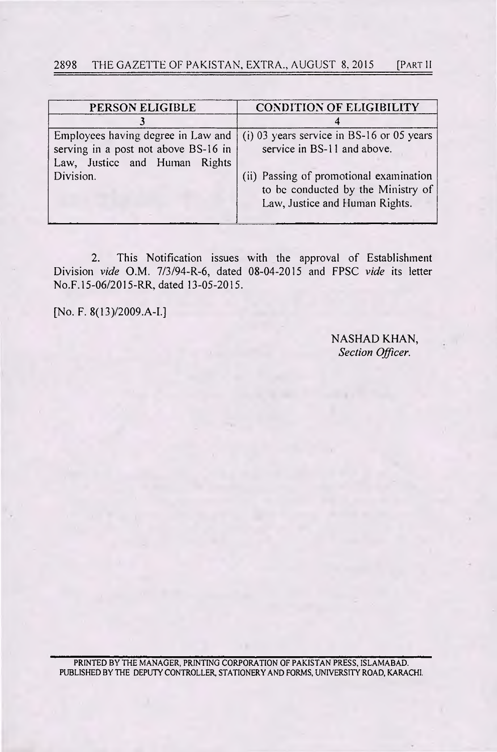| PERSON ELIGIBLE | CONDITION OF ELIGIBILITY |
|---|---|
| 3 | 4 |
| Employees having degree in Law and serving in a post not above BS-16 in Law, Justice and Human Rights Division. | (i) 03 years service in BS-16 or 05 years service in BS-11 and above.<br><br>(ii) Passing of promotional examination to be conducted by the Ministry of Law, Justice and Human Rights. |

2. This Notification issues with the approval of Establishment Division *vide* O.M. 7/3/94-R-6, dated 08-04-2015 and FPSC *vide* its letter No.F.15-06/2015-RR, dated 13-05-2015.

[No. F. 8(13)/2009.A-I.]

NASHAD KHAN,
*Section Officer.*

PRINTED BY THE MANAGER, PRINTING CORPORATION OF PAKISTAN PRESS, ISLAMABAD.
PUBLISHED BY THE DEPUTY CONTROLLER, STATIONERY AND FORMS, UNIVERSITY ROAD, KARACHI.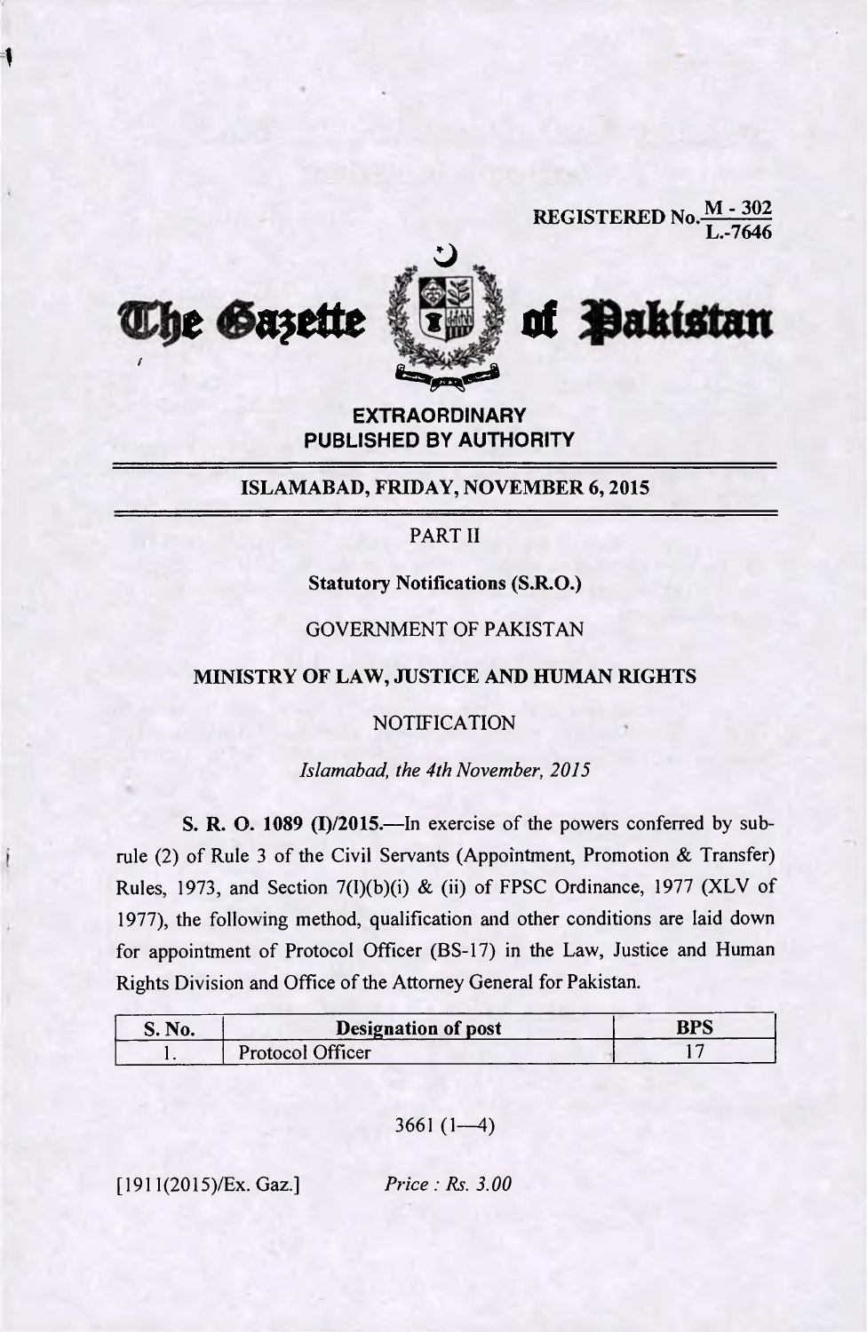REGISTERED No. M - 302 / L.-7646

# The Gazette of Pakistan

**EXTRAORDINARY**
**PUBLISHED BY AUTHORITY**

**ISLAMABAD, FRIDAY, NOVEMBER 6, 2015**

PART II

**Statutory Notifications (S.R.O.)**

GOVERNMENT OF PAKISTAN

**MINISTRY OF LAW, JUSTICE AND HUMAN RIGHTS**

NOTIFICATION

*Islamabad, the 4th November, 2015*

**S. R. O. 1089 (I)/2015.**—In exercise of the powers conferred by sub-rule (2) of Rule 3 of the Civil Servants (Appointment, Promotion & Transfer) Rules, 1973, and Section 7(I)(b)(i) & (ii) of FPSC Ordinance, 1977 (XLV of 1977), the following method, qualification and other conditions are laid down for appointment of Protocol Officer (BS-17) in the Law, Justice and Human Rights Division and Office of the Attorney General for Pakistan.

| S. No. | Designation of post | BPS |
|---|---|---|
| 1. | Protocol Officer | 17 |

3661 (1—4)

[1911(2015)/Ex. Gaz.] *Price : Rs. 3.00*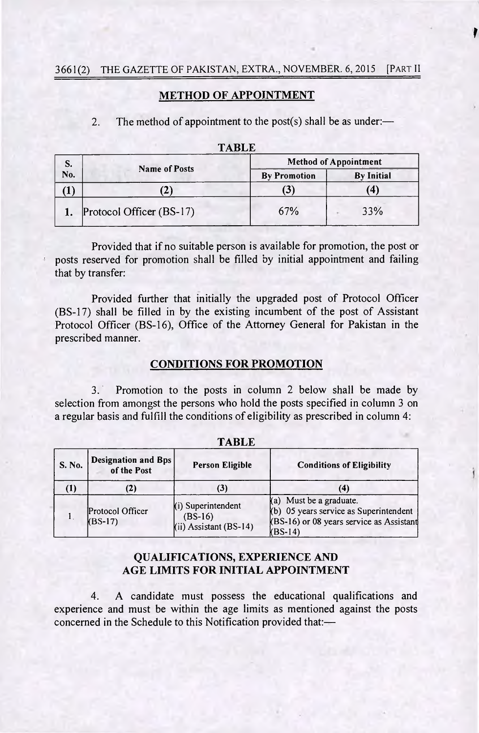## METHOD OF APPOINTMENT

2. The method of appointment to the post(s) shall be as under:—

**TABLE**

| S. No. | Name of Posts | Method of Appointment | |
|---|---|---|---|
| | | By Promotion | By Initial |
| (1) | (2) | (3) | (4) |
| 1. | Protocol Officer (BS-17) | 67% | 33% |

Provided that if no suitable person is available for promotion, the post or posts reserved for promotion shall be filled by initial appointment and failing that by transfer:

Provided further that initially the upgraded post of Protocol Officer (BS-17) shall be filled in by the existing incumbent of the post of Assistant Protocol Officer (BS-16), Office of the Attorney General for Pakistan in the prescribed manner.

## CONDITIONS FOR PROMOTION

3. Promotion to the posts in column 2 below shall be made by selection from amongst the persons who hold the posts specified in column 3 on a regular basis and fulfill the conditions of eligibility as prescribed in column 4:

**TABLE**

| S. No. | Designation and Bps of the Post | Person Eligible | Conditions of Eligibility |
|---|---|---|---|
| (1) | (2) | (3) | (4) |
| 1. | Protocol Officer (BS-17) | (i) Superintendent (BS-16)<br>(ii) Assistant (BS-14) | (a) Must be a graduate.<br>(b) 05 years service as Superintendent (BS-16) or 08 years service as Assistant (BS-14) |

## QUALIFICATIONS, EXPERIENCE AND AGE LIMITS FOR INITIAL APPOINTMENT

4. A candidate must possess the educational qualifications and experience and must be within the age limits as mentioned against the posts concerned in the Schedule to this Notification provided that:—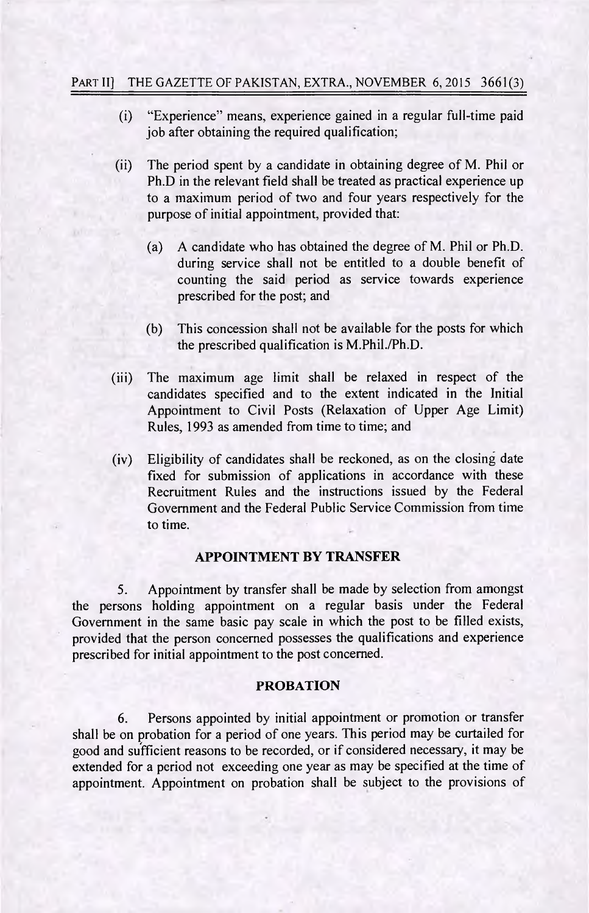(i) "Experience" means, experience gained in a regular full-time paid job after obtaining the required qualification;

(ii) The period spent by a candidate in obtaining degree of M. Phil or Ph.D in the relevant field shall be treated as practical experience up to a maximum period of two and four years respectively for the purpose of initial appointment, provided that:

(a) A candidate who has obtained the degree of M. Phil or Ph.D. during service shall not be entitled to a double benefit of counting the said period as service towards experience prescribed for the post; and

(b) This concession shall not be available for the posts for which the prescribed qualification is M.Phil./Ph.D.

(iii) The maximum age limit shall be relaxed in respect of the candidates specified and to the extent indicated in the Initial Appointment to Civil Posts (Relaxation of Upper Age Limit) Rules, 1993 as amended from time to time; and

(iv) Eligibility of candidates shall be reckoned, as on the closing date fixed for submission of applications in accordance with these Recruitment Rules and the instructions issued by the Federal Government and the Federal Public Service Commission from time to time.

## APPOINTMENT BY TRANSFER

5. Appointment by transfer shall be made by selection from amongst the persons holding appointment on a regular basis under the Federal Government in the same basic pay scale in which the post to be filled exists, provided that the person concerned possesses the qualifications and experience prescribed for initial appointment to the post concerned.

## PROBATION

6. Persons appointed by initial appointment or promotion or transfer shall be on probation for a period of one years. This period may be curtailed for good and sufficient reasons to be recorded, or if considered necessary, it may be extended for a period not exceeding one year as may be specified at the time of appointment. Appointment on probation shall be subject to the provisions of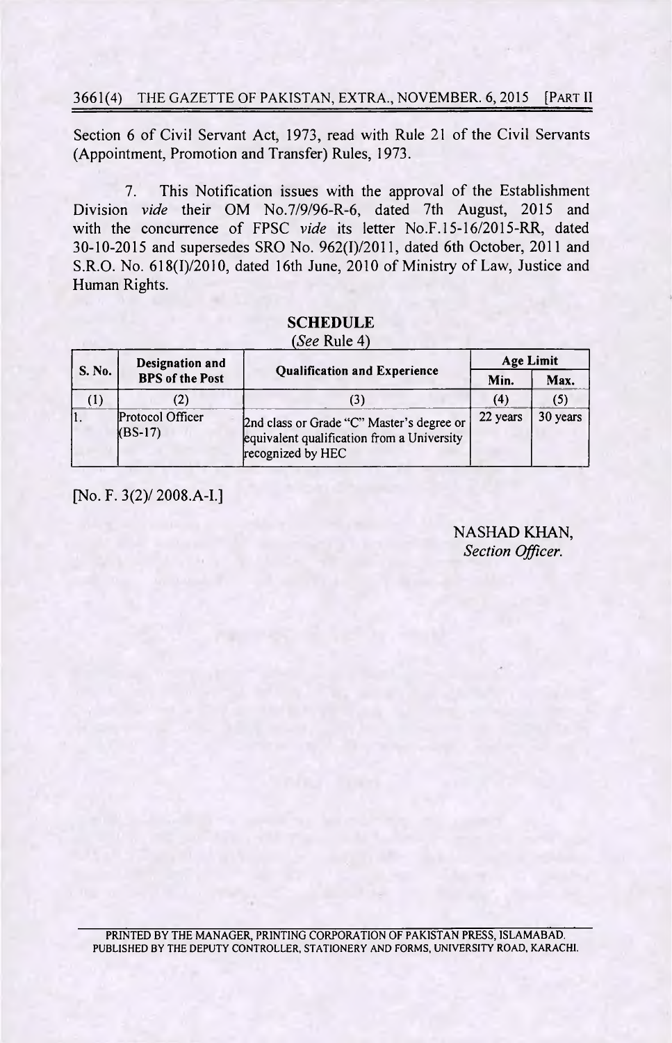Section 6 of Civil Servant Act, 1973, read with Rule 21 of the Civil Servants (Appointment, Promotion and Transfer) Rules, 1973.

7. This Notification issues with the approval of the Establishment Division *vide* their OM No.7/9/96-R-6, dated 7th August, 2015 and with the concurrence of FPSC *vide* its letter No.F.15-16/2015-RR, dated 30-10-2015 and supersedes SRO No. 962(I)/2011, dated 6th October, 2011 and S.R.O. No. 618(I)/2010, dated 16th June, 2010 of Ministry of Law, Justice and Human Rights.

**SCHEDULE**

(*See* Rule 4)

| S. No. | Designation and BPS of the Post | Qualification and Experience | Age Limit | |
|---|---|---|---|---|
| | | | Min. | Max. |
| (1) | (2) | (3) | (4) | (5) |
| 1. | Protocol Officer (BS-17) | 2nd class or Grade "C" Master's degree or equivalent qualification from a University recognized by HEC | 22 years | 30 years |

[No. F. 3(2)/ 2008.A-I.]

NASHAD KHAN,
*Section Officer.*

PRINTED BY THE MANAGER, PRINTING CORPORATION OF PAKISTAN PRESS, ISLAMABAD.
PUBLISHED BY THE DEPUTY CONTROLLER, STATIONERY AND FORMS, UNIVERSITY ROAD, KARACHI.